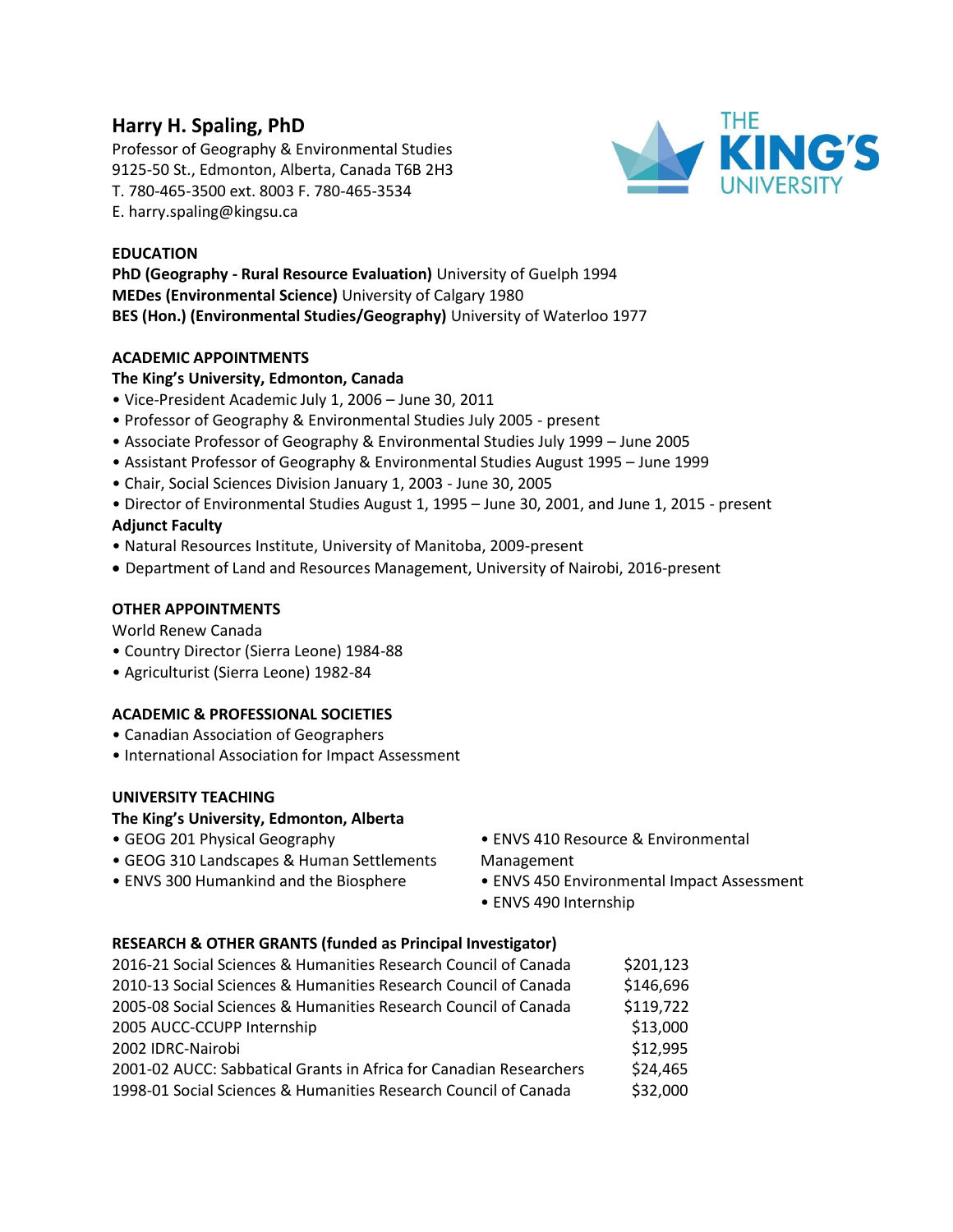# Harry H. Spaling, PhD

Professor of Geography & Environmental Studies
9125-50 St., Edmonton, Alberta, Canada T6B 2H3
T. 780-465-3500 ext. 8003 F. 780-465-3534
E. harry.spaling@kingsu.ca

THE KING'S UNIVERSITY

## EDUCATION

**PhD (Geography - Rural Resource Evaluation)** University of Guelph 1994
**MEDes (Environmental Science)** University of Calgary 1980
**BES (Hon.) (Environmental Studies/Geography)** University of Waterloo 1977

## ACADEMIC APPOINTMENTS

**The King's University, Edmonton, Canada**

- Vice-President Academic July 1, 2006 – June 30, 2011
- Professor of Geography & Environmental Studies July 2005 - present
- Associate Professor of Geography & Environmental Studies July 1999 – June 2005
- Assistant Professor of Geography & Environmental Studies August 1995 – June 1999
- Chair, Social Sciences Division January 1, 2003 - June 30, 2005
- Director of Environmental Studies August 1, 1995 – June 30, 2001, and June 1, 2015 - present

**Adjunct Faculty**

- Natural Resources Institute, University of Manitoba, 2009-present
- Department of Land and Resources Management, University of Nairobi, 2016-present

## OTHER APPOINTMENTS

World Renew Canada

- Country Director (Sierra Leone) 1984-88
- Agriculturist (Sierra Leone) 1982-84

## ACADEMIC & PROFESSIONAL SOCIETIES

- Canadian Association of Geographers
- International Association for Impact Assessment

## UNIVERSITY TEACHING

**The King's University, Edmonton, Alberta**

- GEOG 201 Physical Geography
- GEOG 310 Landscapes & Human Settlements
- ENVS 300 Humankind and the Biosphere
- ENVS 410 Resource & Environmental Management
- ENVS 450 Environmental Impact Assessment
- ENVS 490 Internship

## RESEARCH & OTHER GRANTS (funded as Principal Investigator)

| | |
|---|---|
| 2016-21 Social Sciences & Humanities Research Council of Canada | $201,123 |
| 2010-13 Social Sciences & Humanities Research Council of Canada | $146,696 |
| 2005-08 Social Sciences & Humanities Research Council of Canada | $119,722 |
| 2005 AUCC-CCUPP Internship | $13,000 |
| 2002 IDRC-Nairobi | $12,995 |
| 2001-02 AUCC: Sabbatical Grants in Africa for Canadian Researchers | $24,465 |
| 1998-01 Social Sciences & Humanities Research Council of Canada | $32,000 |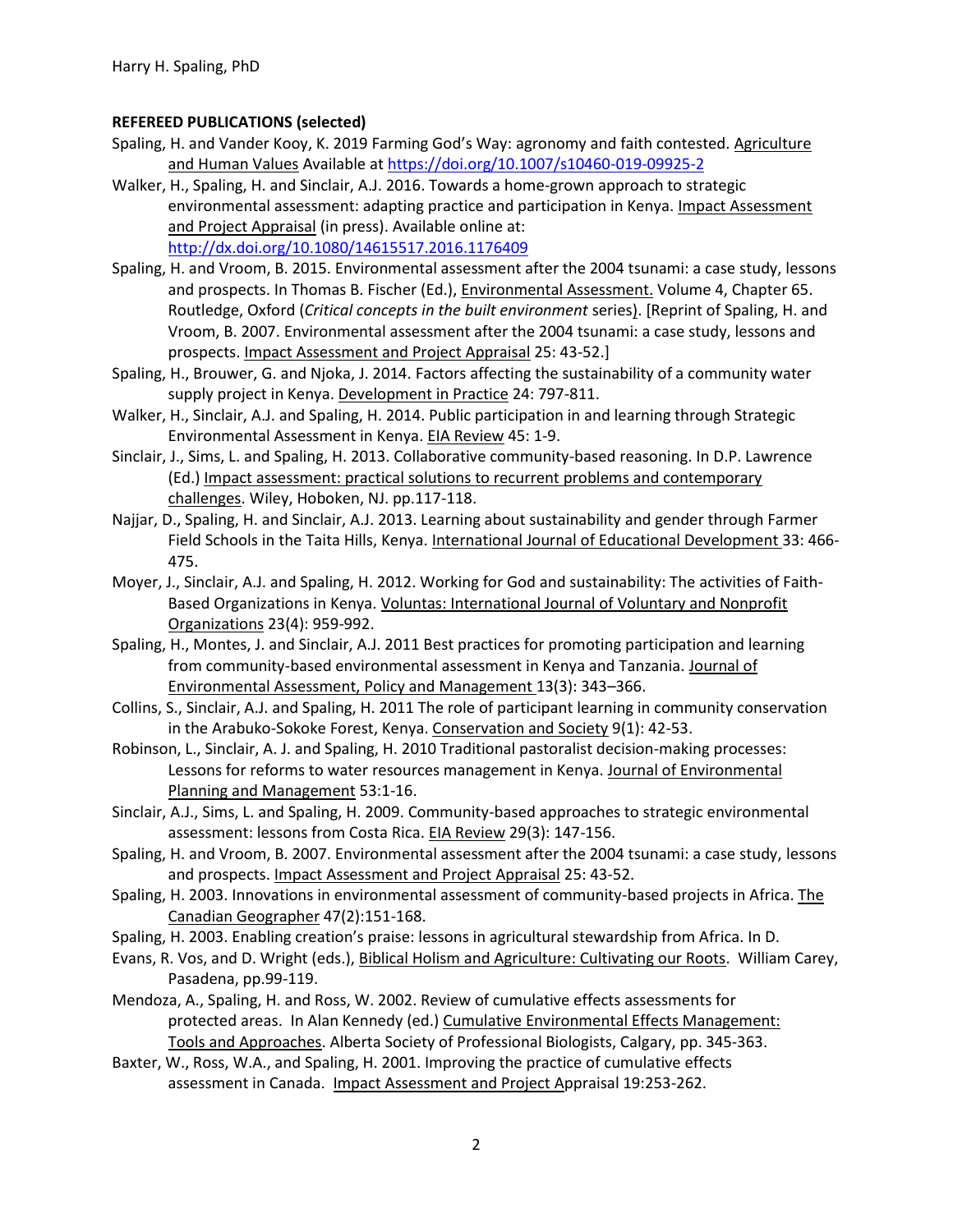**REFEREED PUBLICATIONS (selected)**

Spaling, H. and Vander Kooy, K. 2019 Farming God's Way: agronomy and faith contested. Agriculture and Human Values Available at https://doi.org/10.1007/s10460-019-09925-2

Walker, H., Spaling, H. and Sinclair, A.J. 2016. Towards a home-grown approach to strategic environmental assessment: adapting practice and participation in Kenya. Impact Assessment and Project Appraisal (in press). Available online at: http://dx.doi.org/10.1080/14615517.2016.1176409

Spaling, H. and Vroom, B. 2015. Environmental assessment after the 2004 tsunami: a case study, lessons and prospects. In Thomas B. Fischer (Ed.), Environmental Assessment. Volume 4, Chapter 65. Routledge, Oxford (*Critical concepts in the built environment* series). [Reprint of Spaling, H. and Vroom, B. 2007. Environmental assessment after the 2004 tsunami: a case study, lessons and prospects. Impact Assessment and Project Appraisal 25: 43-52.]

Spaling, H., Brouwer, G. and Njoka, J. 2014. Factors affecting the sustainability of a community water supply project in Kenya. Development in Practice 24: 797-811.

Walker, H., Sinclair, A.J. and Spaling, H. 2014. Public participation in and learning through Strategic Environmental Assessment in Kenya. EIA Review 45: 1-9.

Sinclair, J., Sims, L. and Spaling, H. 2013. Collaborative community-based reasoning. In D.P. Lawrence (Ed.) Impact assessment: practical solutions to recurrent problems and contemporary challenges. Wiley, Hoboken, NJ. pp.117-118.

Najjar, D., Spaling, H. and Sinclair, A.J. 2013. Learning about sustainability and gender through Farmer Field Schools in the Taita Hills, Kenya. International Journal of Educational Development 33: 466-475.

Moyer, J., Sinclair, A.J. and Spaling, H. 2012. Working for God and sustainability: The activities of Faith-Based Organizations in Kenya. Voluntas: International Journal of Voluntary and Nonprofit Organizations 23(4): 959-992.

Spaling, H., Montes, J. and Sinclair, A.J. 2011 Best practices for promoting participation and learning from community-based environmental assessment in Kenya and Tanzania. Journal of Environmental Assessment, Policy and Management 13(3): 343–366.

Collins, S., Sinclair, A.J. and Spaling, H. 2011 The role of participant learning in community conservation in the Arabuko-Sokoke Forest, Kenya. Conservation and Society 9(1): 42-53.

Robinson, L., Sinclair, A. J. and Spaling, H. 2010 Traditional pastoralist decision-making processes: Lessons for reforms to water resources management in Kenya. Journal of Environmental Planning and Management 53:1-16.

Sinclair, A.J., Sims, L. and Spaling, H. 2009. Community-based approaches to strategic environmental assessment: lessons from Costa Rica. EIA Review 29(3): 147-156.

Spaling, H. and Vroom, B. 2007. Environmental assessment after the 2004 tsunami: a case study, lessons and prospects. Impact Assessment and Project Appraisal 25: 43-52.

Spaling, H. 2003. Innovations in environmental assessment of community-based projects in Africa. The Canadian Geographer 47(2):151-168.

Spaling, H. 2003. Enabling creation's praise: lessons in agricultural stewardship from Africa. In D. Evans, R. Vos, and D. Wright (eds.), Biblical Holism and Agriculture: Cultivating our Roots. William Carey, Pasadena, pp.99-119.

Mendoza, A., Spaling, H. and Ross, W. 2002. Review of cumulative effects assessments for protected areas. In Alan Kennedy (ed.) Cumulative Environmental Effects Management: Tools and Approaches. Alberta Society of Professional Biologists, Calgary, pp. 345-363.

Baxter, W., Ross, W.A., and Spaling, H. 2001. Improving the practice of cumulative effects assessment in Canada. Impact Assessment and Project Appraisal 19:253-262.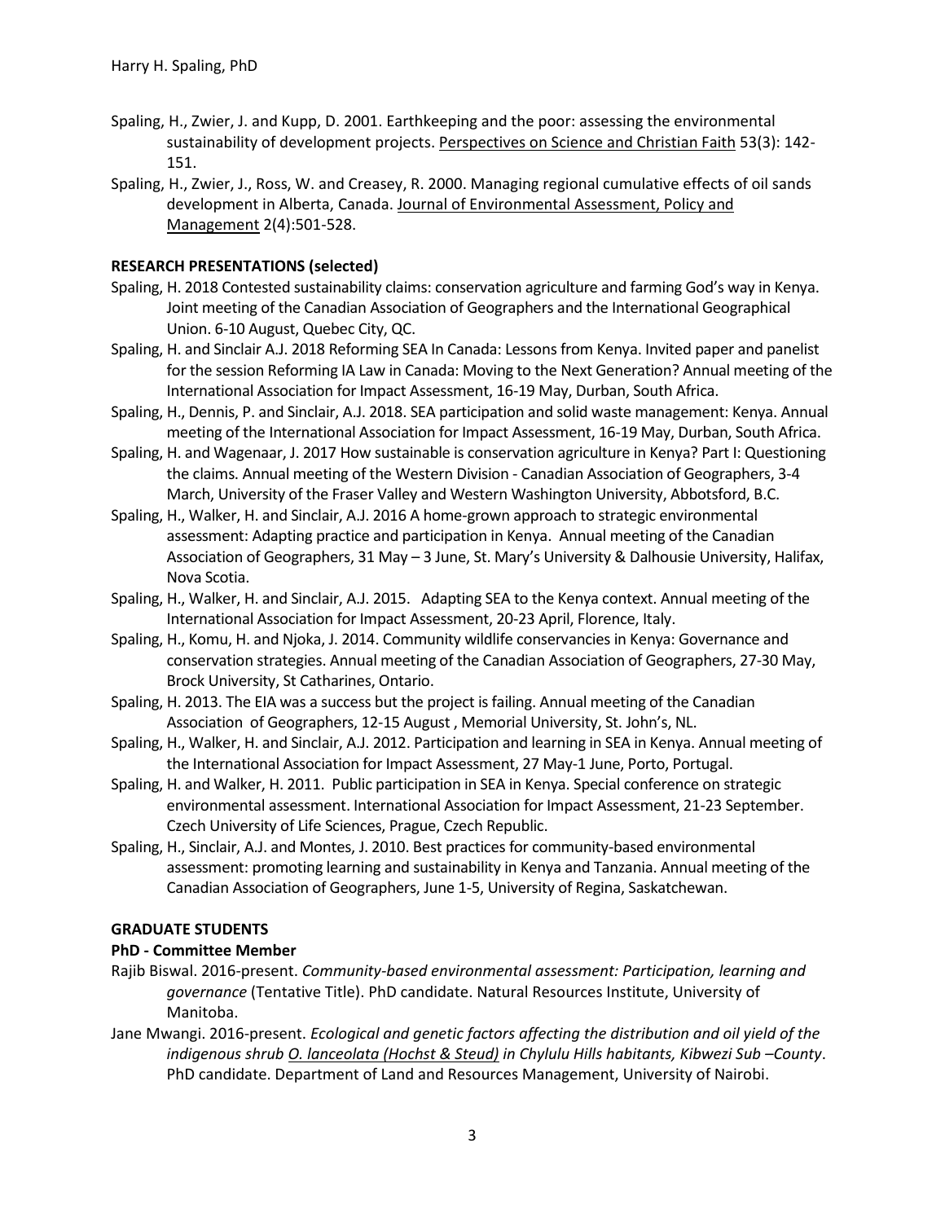- Spaling, H., Zwier, J. and Kupp, D. 2001. Earthkeeping and the poor: assessing the environmental sustainability of development projects. Perspectives on Science and Christian Faith 53(3): 142-151.
- Spaling, H., Zwier, J., Ross, W. and Creasey, R. 2000. Managing regional cumulative effects of oil sands development in Alberta, Canada. Journal of Environmental Assessment, Policy and Management 2(4):501-528.

**RESEARCH PRESENTATIONS (selected)**

- Spaling, H. 2018 Contested sustainability claims: conservation agriculture and farming God's way in Kenya. Joint meeting of the Canadian Association of Geographers and the International Geographical Union. 6-10 August, Quebec City, QC.
- Spaling, H. and Sinclair A.J. 2018 Reforming SEA In Canada: Lessons from Kenya. Invited paper and panelist for the session Reforming IA Law in Canada: Moving to the Next Generation? Annual meeting of the International Association for Impact Assessment, 16-19 May, Durban, South Africa.
- Spaling, H., Dennis, P. and Sinclair, A.J. 2018. SEA participation and solid waste management: Kenya. Annual meeting of the International Association for Impact Assessment, 16-19 May, Durban, South Africa.
- Spaling, H. and Wagenaar, J. 2017 How sustainable is conservation agriculture in Kenya? Part I: Questioning the claims. Annual meeting of the Western Division - Canadian Association of Geographers, 3-4 March, University of the Fraser Valley and Western Washington University, Abbotsford, B.C.
- Spaling, H., Walker, H. and Sinclair, A.J. 2016 A home-grown approach to strategic environmental assessment: Adapting practice and participation in Kenya. Annual meeting of the Canadian Association of Geographers, 31 May – 3 June, St. Mary's University & Dalhousie University, Halifax, Nova Scotia.
- Spaling, H., Walker, H. and Sinclair, A.J. 2015. Adapting SEA to the Kenya context. Annual meeting of the International Association for Impact Assessment, 20-23 April, Florence, Italy.
- Spaling, H., Komu, H. and Njoka, J. 2014. Community wildlife conservancies in Kenya: Governance and conservation strategies. Annual meeting of the Canadian Association of Geographers, 27-30 May, Brock University, St Catharines, Ontario.
- Spaling, H. 2013. The EIA was a success but the project is failing. Annual meeting of the Canadian Association of Geographers, 12-15 August , Memorial University, St. John's, NL.
- Spaling, H., Walker, H. and Sinclair, A.J. 2012. Participation and learning in SEA in Kenya. Annual meeting of the International Association for Impact Assessment, 27 May-1 June, Porto, Portugal.
- Spaling, H. and Walker, H. 2011. Public participation in SEA in Kenya. Special conference on strategic environmental assessment. International Association for Impact Assessment, 21-23 September. Czech University of Life Sciences, Prague, Czech Republic.
- Spaling, H., Sinclair, A.J. and Montes, J. 2010. Best practices for community-based environmental assessment: promoting learning and sustainability in Kenya and Tanzania. Annual meeting of the Canadian Association of Geographers, June 1-5, University of Regina, Saskatchewan.

**GRADUATE STUDENTS**

**PhD - Committee Member**

- Rajib Biswal. 2016-present. *Community-based environmental assessment: Participation, learning and governance* (Tentative Title). PhD candidate. Natural Resources Institute, University of Manitoba.
- Jane Mwangi. 2016-present. *Ecological and genetic factors affecting the distribution and oil yield of the indigenous shrub O. lanceolata (Hochst & Steud) in Chylulu Hills habitants, Kibwezi Sub –County*. PhD candidate. Department of Land and Resources Management, University of Nairobi.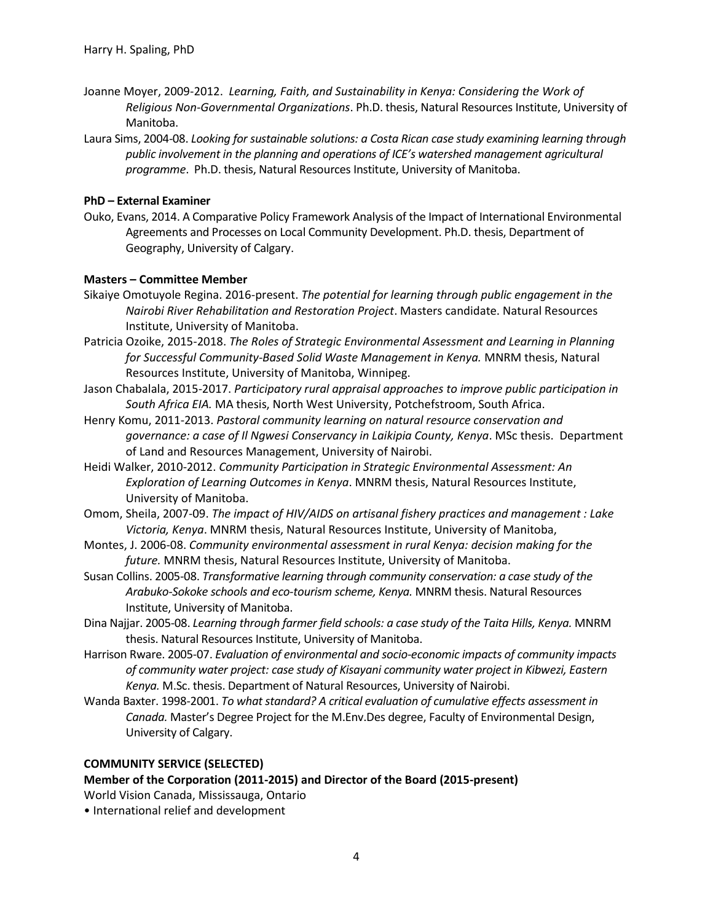Joanne Moyer, 2009-2012. *Learning, Faith, and Sustainability in Kenya: Considering the Work of Religious Non-Governmental Organizations*. Ph.D. thesis, Natural Resources Institute, University of Manitoba.

Laura Sims, 2004-08. *Looking for sustainable solutions: a Costa Rican case study examining learning through public involvement in the planning and operations of ICE's watershed management agricultural programme*. Ph.D. thesis, Natural Resources Institute, University of Manitoba.

**PhD – External Examiner**

Ouko, Evans, 2014. A Comparative Policy Framework Analysis of the Impact of International Environmental Agreements and Processes on Local Community Development. Ph.D. thesis, Department of Geography, University of Calgary.

**Masters – Committee Member**

Sikaiye Omotuyole Regina. 2016-present. *The potential for learning through public engagement in the Nairobi River Rehabilitation and Restoration Project*. Masters candidate. Natural Resources Institute, University of Manitoba.

Patricia Ozoike, 2015-2018. *The Roles of Strategic Environmental Assessment and Learning in Planning for Successful Community-Based Solid Waste Management in Kenya.* MNRM thesis, Natural Resources Institute, University of Manitoba, Winnipeg.

Jason Chabalala, 2015-2017. *Participatory rural appraisal approaches to improve public participation in South Africa EIA.* MA thesis, North West University, Potchefstroom, South Africa.

Henry Komu, 2011-2013. *Pastoral community learning on natural resource conservation and governance: a case of Il Ngwesi Conservancy in Laikipia County, Kenya*. MSc thesis. Department of Land and Resources Management, University of Nairobi.

Heidi Walker, 2010-2012. *Community Participation in Strategic Environmental Assessment: An Exploration of Learning Outcomes in Kenya*. MNRM thesis, Natural Resources Institute, University of Manitoba.

Omom, Sheila, 2007-09. *The impact of HIV/AIDS on artisanal fishery practices and management : Lake Victoria, Kenya*. MNRM thesis, Natural Resources Institute, University of Manitoba,

Montes, J. 2006-08. *Community environmental assessment in rural Kenya: decision making for the future.* MNRM thesis, Natural Resources Institute, University of Manitoba.

Susan Collins. 2005-08. *Transformative learning through community conservation: a case study of the Arabuko-Sokoke schools and eco-tourism scheme, Kenya.* MNRM thesis. Natural Resources Institute, University of Manitoba.

Dina Najjar. 2005-08. *Learning through farmer field schools: a case study of the Taita Hills, Kenya.* MNRM thesis. Natural Resources Institute, University of Manitoba.

Harrison Rware. 2005-07. *Evaluation of environmental and socio-economic impacts of community impacts of community water project: case study of Kisayani community water project in Kibwezi, Eastern Kenya.* M.Sc. thesis. Department of Natural Resources, University of Nairobi.

Wanda Baxter. 1998-2001. *To what standard? A critical evaluation of cumulative effects assessment in Canada.* Master's Degree Project for the M.Env.Des degree, Faculty of Environmental Design, University of Calgary.

**COMMUNITY SERVICE (SELECTED)**

**Member of the Corporation (2011-2015) and Director of the Board (2015-present)**

World Vision Canada, Mississauga, Ontario

• International relief and development